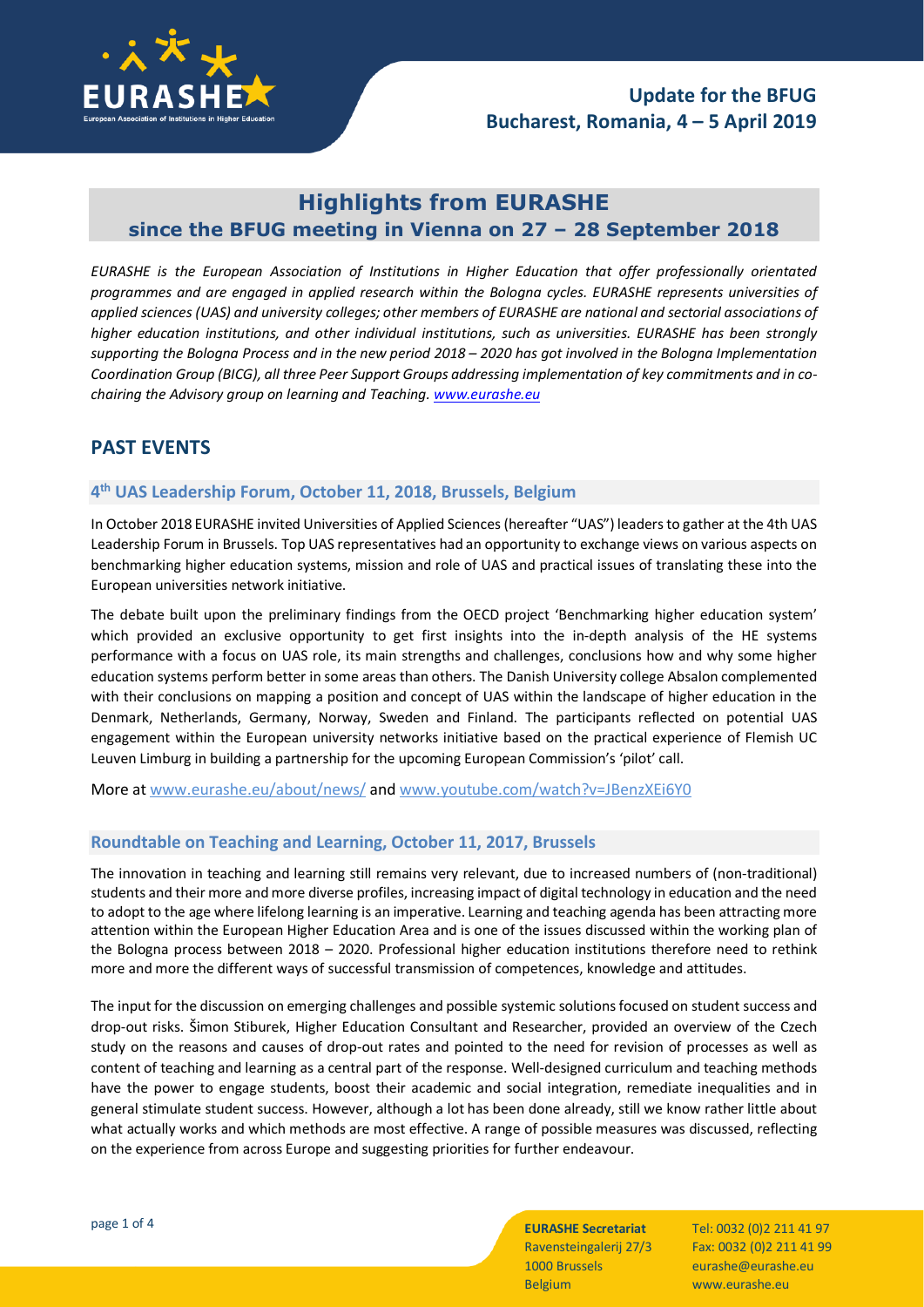**Update for the BFUG**
**Bucharest, Romania, 4 – 5 April 2019**

# Highlights from EURASHE
## since the BFUG meeting in Vienna on 27 – 28 September 2018

*EURASHE is the European Association of Institutions in Higher Education that offer professionally orientated programmes and are engaged in applied research within the Bologna cycles. EURASHE represents universities of applied sciences (UAS) and university colleges; other members of EURASHE are national and sectorial associations of higher education institutions, and other individual institutions, such as universities. EURASHE has been strongly supporting the Bologna Process and in the new period 2018 – 2020 has got involved in the Bologna Implementation Coordination Group (BICG), all three Peer Support Groups addressing implementation of key commitments and in co-chairing the Advisory group on learning and Teaching. www.eurashe.eu*

## PAST EVENTS

### 4th UAS Leadership Forum, October 11, 2018, Brussels, Belgium

In October 2018 EURASHE invited Universities of Applied Sciences (hereafter "UAS") leaders to gather at the 4th UAS Leadership Forum in Brussels. Top UAS representatives had an opportunity to exchange views on various aspects on benchmarking higher education systems, mission and role of UAS and practical issues of translating these into the European universities network initiative.

The debate built upon the preliminary findings from the OECD project 'Benchmarking higher education system' which provided an exclusive opportunity to get first insights into the in-depth analysis of the HE systems performance with a focus on UAS role, its main strengths and challenges, conclusions how and why some higher education systems perform better in some areas than others. The Danish University college Absalon complemented with their conclusions on mapping a position and concept of UAS within the landscape of higher education in the Denmark, Netherlands, Germany, Norway, Sweden and Finland. The participants reflected on potential UAS engagement within the European university networks initiative based on the practical experience of Flemish UC Leuven Limburg in building a partnership for the upcoming European Commission's 'pilot' call.

More at www.eurashe.eu/about/news/ and www.youtube.com/watch?v=JBenzXEi6Y0

### Roundtable on Teaching and Learning, October 11, 2017, Brussels

The innovation in teaching and learning still remains very relevant, due to increased numbers of (non-traditional) students and their more and more diverse profiles, increasing impact of digital technology in education and the need to adopt to the age where lifelong learning is an imperative. Learning and teaching agenda has been attracting more attention within the European Higher Education Area and is one of the issues discussed within the working plan of the Bologna process between 2018 – 2020. Professional higher education institutions therefore need to rethink more and more the different ways of successful transmission of competences, knowledge and attitudes.

The input for the discussion on emerging challenges and possible systemic solutions focused on student success and drop-out risks. Šimon Stiburek, Higher Education Consultant and Researcher, provided an overview of the Czech study on the reasons and causes of drop-out rates and pointed to the need for revision of processes as well as content of teaching and learning as a central part of the response. Well-designed curriculum and teaching methods have the power to engage students, boost their academic and social integration, remediate inequalities and in general stimulate student success. However, although a lot has been done already, still we know rather little about what actually works and which methods are most effective. A range of possible measures was discussed, reflecting on the experience from across Europe and suggesting priorities for further endeavour.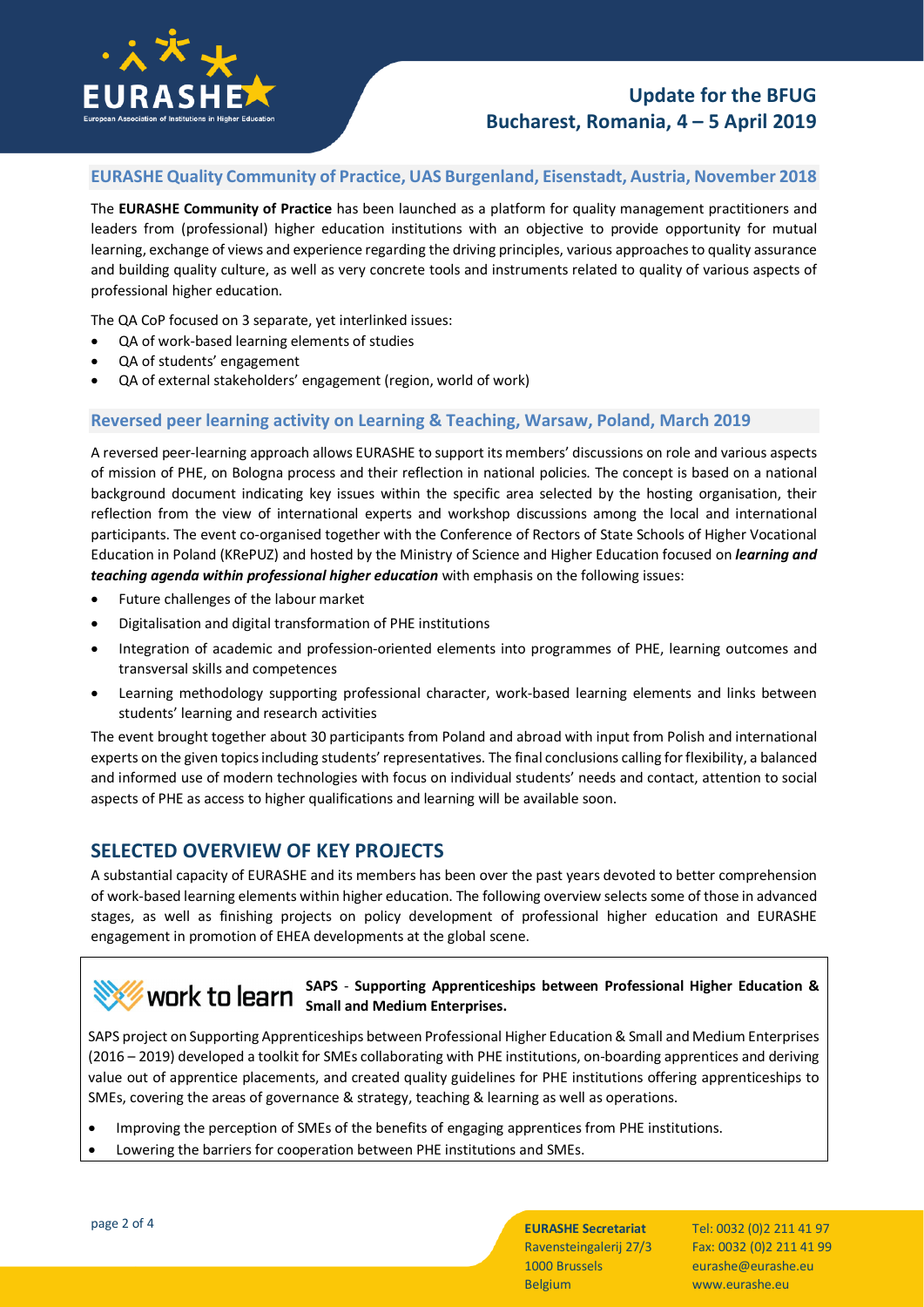## EURASHE Quality Community of Practice, UAS Burgenland, Eisenstadt, Austria, November 2018

The **EURASHE Community of Practice** has been launched as a platform for quality management practitioners and leaders from (professional) higher education institutions with an objective to provide opportunity for mutual learning, exchange of views and experience regarding the driving principles, various approaches to quality assurance and building quality culture, as well as very concrete tools and instruments related to quality of various aspects of professional higher education.

The QA CoP focused on 3 separate, yet interlinked issues:

- QA of work-based learning elements of studies
- QA of students' engagement
- QA of external stakeholders' engagement (region, world of work)

## Reversed peer learning activity on Learning & Teaching, Warsaw, Poland, March 2019

A reversed peer-learning approach allows EURASHE to support its members' discussions on role and various aspects of mission of PHE, on Bologna process and their reflection in national policies. The concept is based on a national background document indicating key issues within the specific area selected by the hosting organisation, their reflection from the view of international experts and workshop discussions among the local and international participants. The event co-organised together with the Conference of Rectors of State Schools of Higher Vocational Education in Poland (KRePUZ) and hosted by the Ministry of Science and Higher Education focused on ***learning and teaching agenda within professional higher education*** with emphasis on the following issues:

- Future challenges of the labour market
- Digitalisation and digital transformation of PHE institutions
- Integration of academic and profession-oriented elements into programmes of PHE, learning outcomes and transversal skills and competences
- Learning methodology supporting professional character, work-based learning elements and links between students' learning and research activities

The event brought together about 30 participants from Poland and abroad with input from Polish and international experts on the given topics including students' representatives. The final conclusions calling for flexibility, a balanced and informed use of modern technologies with focus on individual students' needs and contact, attention to social aspects of PHE as access to higher qualifications and learning will be available soon.

# SELECTED OVERVIEW OF KEY PROJECTS

A substantial capacity of EURASHE and its members has been over the past years devoted to better comprehension of work-based learning elements within higher education. The following overview selects some of those in advanced stages, as well as finishing projects on policy development of professional higher education and EURASHE engagement in promotion of EHEA developments at the global scene.

work to learn

**SAPS - Supporting Apprenticeships between Professional Higher Education & Small and Medium Enterprises.**

SAPS project on Supporting Apprenticeships between Professional Higher Education & Small and Medium Enterprises (2016 – 2019) developed a toolkit for SMEs collaborating with PHE institutions, on-boarding apprentices and deriving value out of apprentice placements, and created quality guidelines for PHE institutions offering apprenticeships to SMEs, covering the areas of governance & strategy, teaching & learning as well as operations.

- Improving the perception of SMEs of the benefits of engaging apprentices from PHE institutions.
- Lowering the barriers for cooperation between PHE institutions and SMEs.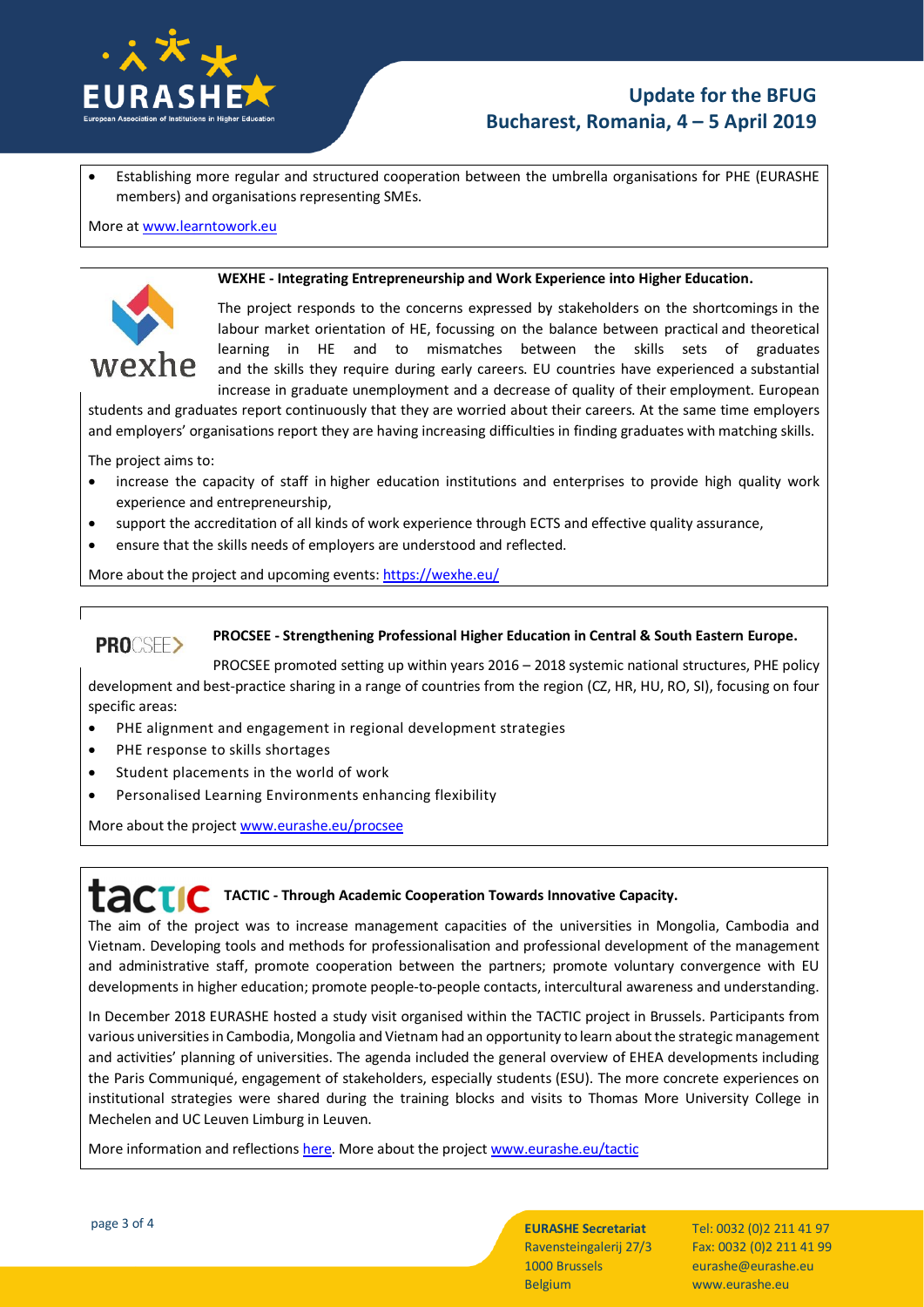- Establishing more regular and structured cooperation between the umbrella organisations for PHE (EURASHE members) and organisations representing SMEs.

More at www.learntowork.eu

**WEXHE - Integrating Entrepreneurship and Work Experience into Higher Education.**

The project responds to the concerns expressed by stakeholders on the shortcomings in the labour market orientation of HE, focussing on the balance between practical and theoretical learning in HE and to mismatches between the skills sets of graduates and the skills they require during early careers. EU countries have experienced a substantial increase in graduate unemployment and a decrease of quality of their employment. European students and graduates report continuously that they are worried about their careers. At the same time employers and employers' organisations report they are having increasing difficulties in finding graduates with matching skills.

The project aims to:

- increase the capacity of staff in higher education institutions and enterprises to provide high quality work experience and entrepreneurship,
- support the accreditation of all kinds of work experience through ECTS and effective quality assurance,
- ensure that the skills needs of employers are understood and reflected.

More about the project and upcoming events: https://wexhe.eu/

**PROCSEE - Strengthening Professional Higher Education in Central & South Eastern Europe.**

PROCSEE promoted setting up within years 2016 – 2018 systemic national structures, PHE policy development and best-practice sharing in a range of countries from the region (CZ, HR, HU, RO, SI), focusing on four specific areas:

- PHE alignment and engagement in regional development strategies
- PHE response to skills shortages
- Student placements in the world of work
- Personalised Learning Environments enhancing flexibility

More about the project www.eurashe.eu/procsee

**TACTIC - Through Academic Cooperation Towards Innovative Capacity.**

The aim of the project was to increase management capacities of the universities in Mongolia, Cambodia and Vietnam. Developing tools and methods for professionalisation and professional development of the management and administrative staff, promote cooperation between the partners; promote voluntary convergence with EU developments in higher education; promote people-to-people contacts, intercultural awareness and understanding.

In December 2018 EURASHE hosted a study visit organised within the TACTIC project in Brussels. Participants from various universities in Cambodia, Mongolia and Vietnam had an opportunity to learn about the strategic management and activities' planning of universities. The agenda included the general overview of EHEA developments including the Paris Communiqué, engagement of stakeholders, especially students (ESU). The more concrete experiences on institutional strategies were shared during the training blocks and visits to Thomas More University College in Mechelen and UC Leuven Limburg in Leuven.

More information and reflections here. More about the project www.eurashe.eu/tactic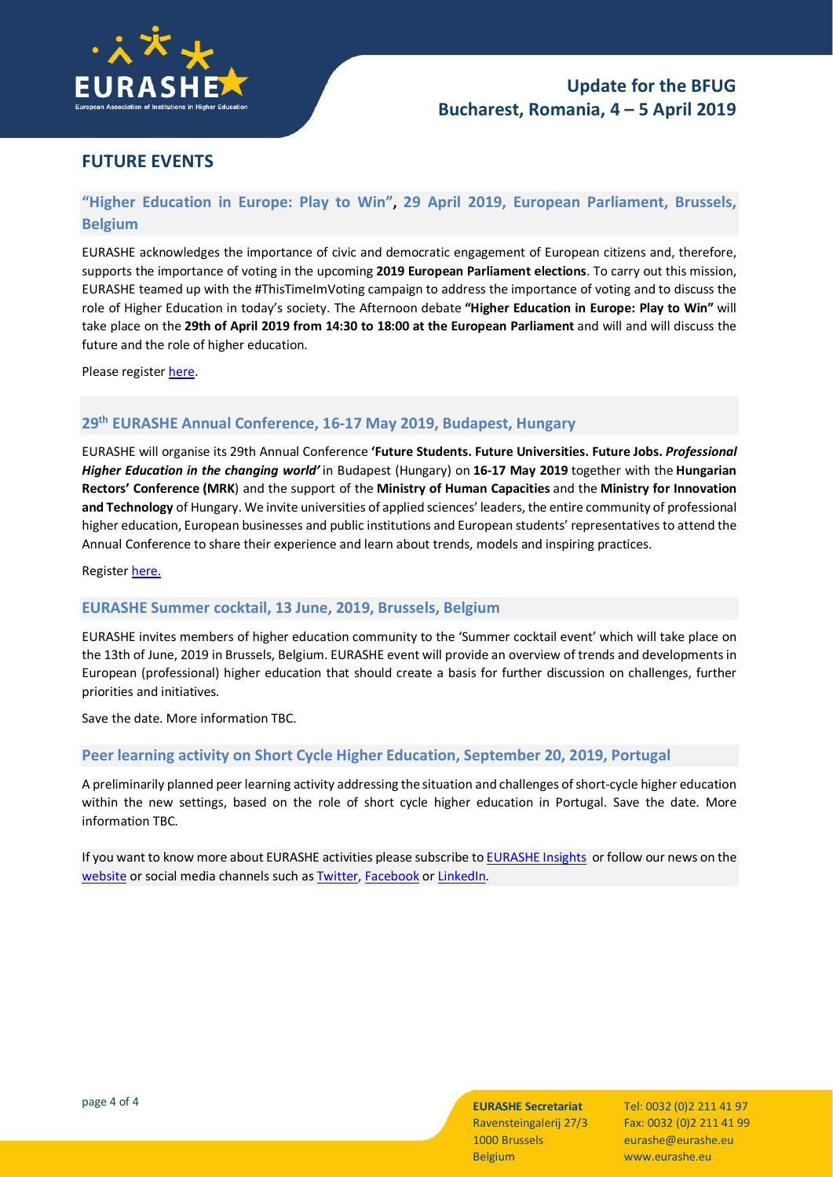## FUTURE EVENTS

### "Higher Education in Europe: Play to Win", 29 April 2019, European Parliament, Brussels, Belgium

EURASHE acknowledges the importance of civic and democratic engagement of European citizens and, therefore, supports the importance of voting in the upcoming **2019 European Parliament elections**. To carry out this mission, EURASHE teamed up with the #ThisTimeImVoting campaign to address the importance of voting and to discuss the role of Higher Education in today's society. The Afternoon debate **"Higher Education in Europe: Play to Win"** will take place on the **29th of April 2019 from 14:30 to 18:00 at the European Parliament** and will and will discuss the future and the role of higher education.

Please register here.

### 29th EURASHE Annual Conference, 16-17 May 2019, Budapest, Hungary

EURASHE will organise its 29th Annual Conference **'Future Students. Future Universities. Future Jobs. *Professional Higher Education in the changing world'*** in Budapest (Hungary) on **16-17 May 2019** together with the **Hungarian Rectors' Conference (MRK**) and the support of the **Ministry of Human Capacities** and the **Ministry for Innovation and Technology** of Hungary. We invite universities of applied sciences' leaders, the entire community of professional higher education, European businesses and public institutions and European students' representatives to attend the Annual Conference to share their experience and learn about trends, models and inspiring practices.

Register here.

### EURASHE Summer cocktail, 13 June, 2019, Brussels, Belgium

EURASHE invites members of higher education community to the 'Summer cocktail event' which will take place on the 13th of June, 2019 in Brussels, Belgium. EURASHE event will provide an overview of trends and developments in European (professional) higher education that should create a basis for further discussion on challenges, further priorities and initiatives.

Save the date. More information TBC.

### Peer learning activity on Short Cycle Higher Education, September 20, 2019, Portugal

A preliminarily planned peer learning activity addressing the situation and challenges of short-cycle higher education within the new settings, based on the role of short cycle higher education in Portugal. Save the date. More information TBC.

If you want to know more about EURASHE activities please subscribe to EURASHE Insights or follow our news on the website or social media channels such as Twitter, Facebook or LinkedIn.